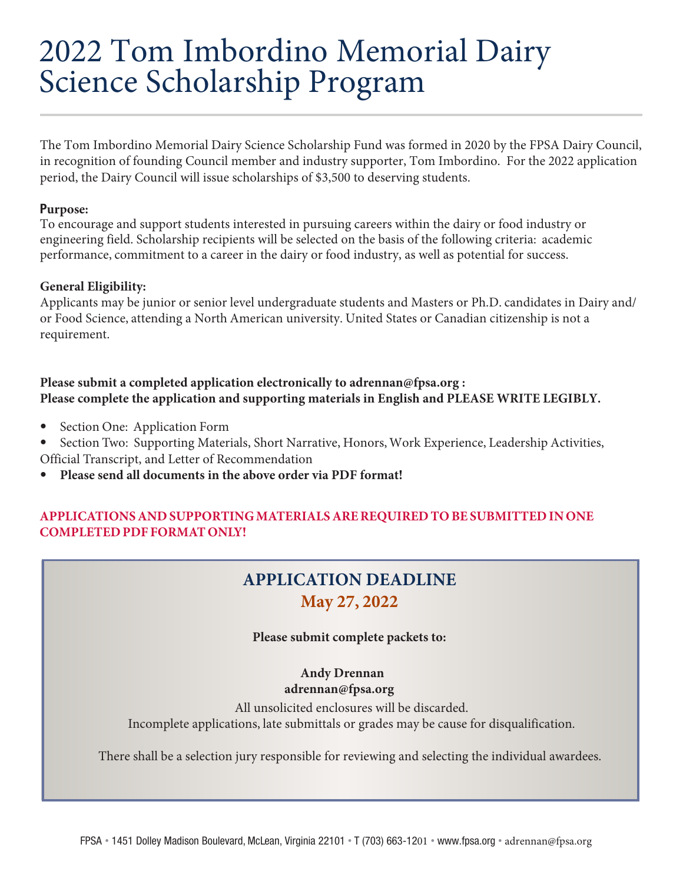# 2022 Tom Imbordino Memorial Dairy Science Scholarship Program

The Tom Imbordino Memorial Dairy Science Scholarship Fund was formed in 2020 by the FPSA Dairy Council, in recognition of founding Council member and industry supporter, Tom Imbordino. For the 2022 application period, the Dairy Council will issue scholarships of $3,500 to deserving students.

**Purpose:**
To encourage and support students interested in pursuing careers within the dairy or food industry or engineering field. Scholarship recipients will be selected on the basis of the following criteria: academic performance, commitment to a career in the dairy or food industry, as well as potential for success.

**General Eligibility:**
Applicants may be junior or senior level undergraduate students and Masters or Ph.D. candidates in Dairy and/or Food Science, attending a North American university. United States or Canadian citizenship is not a requirement.

**Please submit a completed application electronically to adrennan@fpsa.org :**
**Please complete the application and supporting materials in English and PLEASE WRITE LEGIBLY.**

- Section One: Application Form
- Section Two: Supporting Materials, Short Narrative, Honors, Work Experience, Leadership Activities, Official Transcript, and Letter of Recommendation
- **Please send all documents in the above order via PDF format!**

**APPLICATIONS AND SUPPORTING MATERIALS ARE REQUIRED TO BE SUBMITTED IN ONE COMPLETED PDF FORMAT ONLY!**

## APPLICATION DEADLINE

**May 27, 2022**

**Please submit complete packets to:**

**Andy Drennan**
**adrennan@fpsa.org**

All unsolicited enclosures will be discarded.
Incomplete applications, late submittals or grades may be cause for disqualification.

There shall be a selection jury responsible for reviewing and selecting the individual awardees.

FPSA • 1451 Dolley Madison Boulevard, McLean, Virginia 22101 • T (703) 663-1201 • www.fpsa.org • adrennan@fpsa.org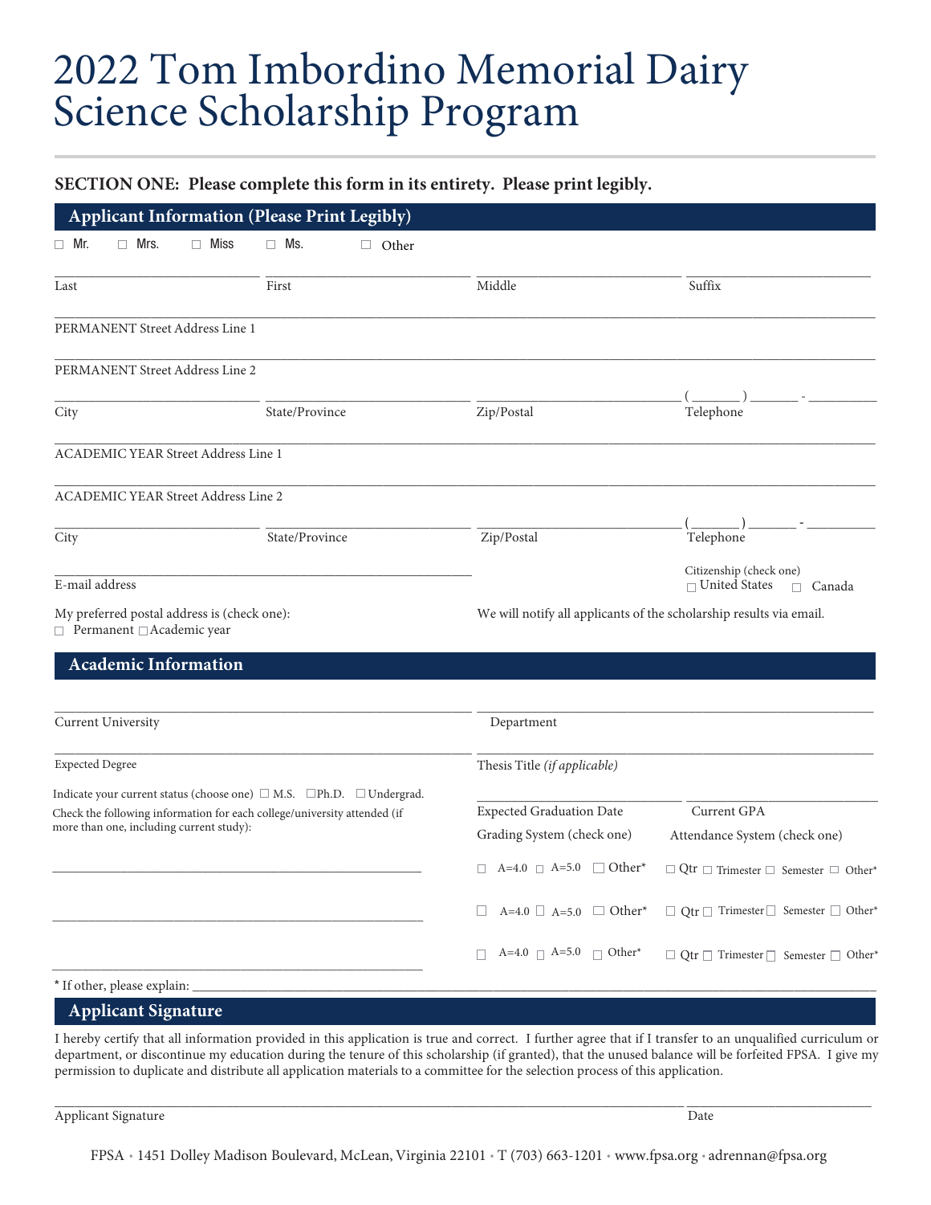# 2022 Tom Imbordino Memorial Dairy Science Scholarship Program

**SECTION ONE: Please complete this form in its entirety. Please print legibly.**

## Applicant Information (Please Print Legibly)

☐ Mr. ☐ Mrs. ☐ Miss ☐ Ms. ☐ Other

\_\_\_\_\_\_\_\_\_\_\_\_\_\_\_\_ \_\_\_\_\_\_\_\_\_\_\_\_\_\_\_\_ \_\_\_\_\_\_\_\_\_\_\_\_\_\_\_\_ \_\_\_\_\_\_\_\_\_\_\_\_\_\_\_\_

Last | First | Middle | Suffix

\_\_\_\_\_\_\_\_\_\_\_\_\_\_\_\_\_\_\_\_\_\_\_\_\_\_\_\_\_\_\_\_\_\_\_\_\_\_\_\_\_\_\_\_\_\_\_\_

PERMANENT Street Address Line 1

\_\_\_\_\_\_\_\_\_\_\_\_\_\_\_\_\_\_\_\_\_\_\_\_\_\_\_\_\_\_\_\_\_\_\_\_\_\_\_\_\_\_\_\_\_\_\_\_

PERMANENT Street Address Line 2

\_\_\_\_\_\_\_\_\_\_\_\_\_\_\_\_ \_\_\_\_\_\_\_\_\_\_\_\_\_\_\_\_ \_\_\_\_\_\_\_\_\_\_\_\_\_\_\_\_ ( \_\_\_\_\_ ) \_\_\_\_\_ - \_\_\_\_\_\_

City | State/Province | Zip/Postal | Telephone

\_\_\_\_\_\_\_\_\_\_\_\_\_\_\_\_\_\_\_\_\_\_\_\_\_\_\_\_\_\_\_\_\_\_\_\_\_\_\_\_\_\_\_\_\_\_\_\_

ACADEMIC YEAR Street Address Line 1

\_\_\_\_\_\_\_\_\_\_\_\_\_\_\_\_\_\_\_\_\_\_\_\_\_\_\_\_\_\_\_\_\_\_\_\_\_\_\_\_\_\_\_\_\_\_\_\_

ACADEMIC YEAR Street Address Line 2

\_\_\_\_\_\_\_\_\_\_\_\_\_\_\_\_ \_\_\_\_\_\_\_\_\_\_\_\_\_\_\_\_ \_\_\_\_\_\_\_\_\_\_\_\_\_\_\_\_ ( \_\_\_\_\_ ) \_\_\_\_\_ - \_\_\_\_\_\_

City | State/Province | Zip/Postal | Telephone

\_\_\_\_\_\_\_\_\_\_\_\_\_\_\_\_\_\_\_\_\_\_\_\_\_\_\_\_\_\_\_\_

E-mail address

Citizenship (check one)
☐ United States ☐ Canada

My preferred postal address is (check one):
☐ Permanent ☐ Academic year

We will notify all applicants of the scholarship results via email.

## Academic Information

\_\_\_\_\_\_\_\_\_\_\_\_\_\_\_\_\_\_\_\_\_\_\_\_\_\_\_\_\_\_\_\_ \_\_\_\_\_\_\_\_\_\_\_\_\_\_\_\_\_\_\_\_\_\_\_\_\_\_\_\_\_\_\_\_

Current University | Department

\_\_\_\_\_\_\_\_\_\_\_\_\_\_\_\_\_\_\_\_\_\_\_\_\_\_\_\_\_\_\_\_ \_\_\_\_\_\_\_\_\_\_\_\_\_\_\_\_\_\_\_\_\_\_\_\_\_\_\_\_\_\_\_\_

Expected Degree | Thesis Title *(if applicable)*

Indicate your current status (choose one) ☐ M.S. ☐ Ph.D. ☐ Undergrad.

Check the following information for each college/university attended (if more than one, including current study):

\_\_\_\_\_\_\_\_\_\_\_\_\_\_\_\_ \_\_\_\_\_\_\_\_\_\_\_\_\_\_\_\_

Expected Graduation Date | Current GPA

| | Grading System (check one) | Attendance System (check one) |
|---|---|---|
| \_\_\_\_\_\_\_\_\_\_\_\_\_\_\_\_\_\_\_\_\_\_\_\_ | ☐ A=4.0 ☐ A=5.0 ☐ Other* | ☐ Qtr ☐ Trimester ☐ Semester ☐ Other* |
| \_\_\_\_\_\_\_\_\_\_\_\_\_\_\_\_\_\_\_\_\_\_\_\_ | ☐ A=4.0 ☐ A=5.0 ☐ Other* | ☐ Qtr ☐ Trimester ☐ Semester ☐ Other* |
| \_\_\_\_\_\_\_\_\_\_\_\_\_\_\_\_\_\_\_\_\_\_\_\_ | ☐ A=4.0 ☐ A=5.0 ☐ Other* | ☐ Qtr ☐ Trimester ☐ Semester ☐ Other* |

* If other, please explain: \_\_\_\_\_\_\_\_\_\_\_\_\_\_\_\_\_\_\_\_\_\_\_\_\_\_\_\_\_\_\_\_

## Applicant Signature

I hereby certify that all information provided in this application is true and correct. I further agree that if I transfer to an unqualified curriculum or department, or discontinue my education during the tenure of this scholarship (if granted), that the unused balance will be forfeited FPSA. I give my permission to duplicate and distribute all application materials to a committee for the selection process of this application.

\_\_\_\_\_\_\_\_\_\_\_\_\_\_\_\_\_\_\_\_\_\_\_\_\_\_\_\_\_\_\_\_\_\_\_\_\_\_\_\_ \_\_\_\_\_\_\_\_\_\_\_\_\_\_\_\_

Applicant Signature | Date

FPSA • 1451 Dolley Madison Boulevard, McLean, Virginia 22101 • T (703) 663-1201 • www.fpsa.org • adrennan@fpsa.org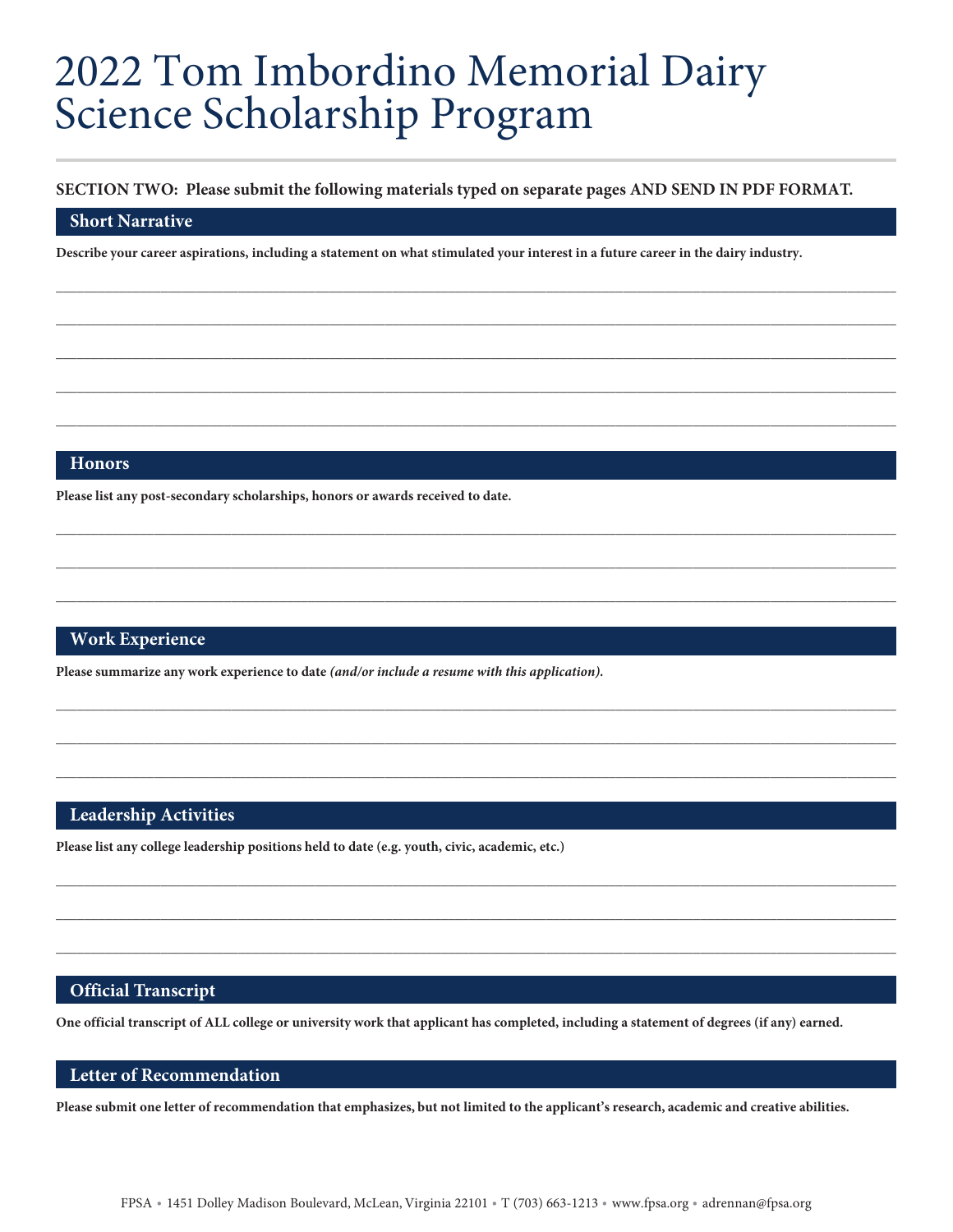# 2022 Tom Imbordino Memorial Dairy Science Scholarship Program

**SECTION TWO: Please submit the following materials typed on separate pages AND SEND IN PDF FORMAT.**

## Short Narrative

**Describe your career aspirations, including a statement on what stimulated your interest in a future career in the dairy industry.**

______________________________________________________________________________

______________________________________________________________________________

______________________________________________________________________________

______________________________________________________________________________

______________________________________________________________________________

## Honors

**Please list any post-secondary scholarships, honors or awards received to date.**

______________________________________________________________________________

______________________________________________________________________________

______________________________________________________________________________

## Work Experience

**Please summarize any work experience to date *(and/or include a resume with this application).***

______________________________________________________________________________

______________________________________________________________________________

______________________________________________________________________________

## Leadership Activities

**Please list any college leadership positions held to date (e.g. youth, civic, academic, etc.)**

______________________________________________________________________________

______________________________________________________________________________

______________________________________________________________________________

## Official Transcript

**One official transcript of ALL college or university work that applicant has completed, including a statement of degrees (if any) earned.**

## Letter of Recommendation

**Please submit one letter of recommendation that emphasizes, but not limited to the applicant's research, academic and creative abilities.**

FPSA • 1451 Dolley Madison Boulevard, McLean, Virginia 22101 • T (703) 663-1213 • www.fpsa.org • adrennan@fpsa.org